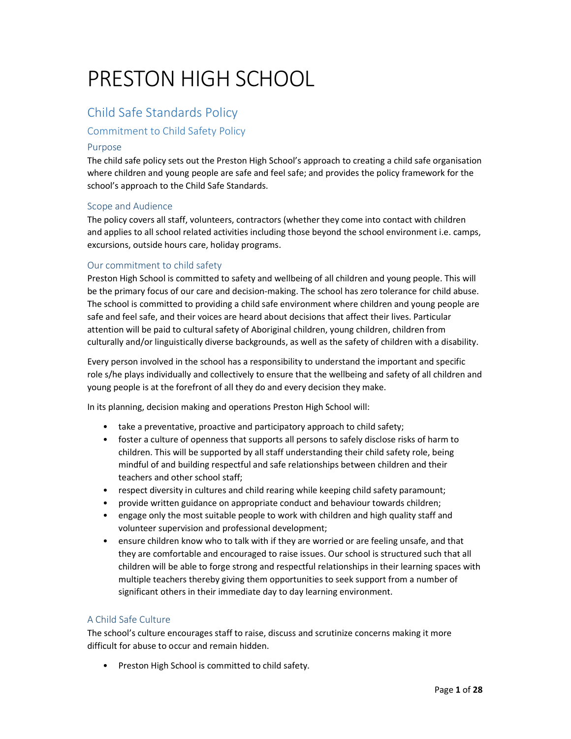# PRESTON HIGH SCHOOL

## Child Safe Standards Policy

### Commitment to Child Safety Policy

#### Purpose

The child safe policy sets out the Preston High School's approach to creating a child safe organisation where children and young people are safe and feel safe; and provides the policy framework for the school's approach to the Child Safe Standards.

#### Scope and Audience

The policy covers all staff, volunteers, contractors (whether they come into contact with children and applies to all school related activities including those beyond the school environment i.e. camps, excursions, outside hours care, holiday programs.

#### Our commitment to child safety

Preston High School is committed to safety and wellbeing of all children and young people. This will be the primary focus of our care and decision-making. The school has zero tolerance for child abuse. The school is committed to providing a child safe environment where children and young people are safe and feel safe, and their voices are heard about decisions that affect their lives. Particular attention will be paid to cultural safety of Aboriginal children, young children, children from culturally and/or linguistically diverse backgrounds, as well as the safety of children with a disability.

Every person involved in the school has a responsibility to understand the important and specific role s/he plays individually and collectively to ensure that the wellbeing and safety of all children and young people is at the forefront of all they do and every decision they make.

In its planning, decision making and operations Preston High School will:

- take a preventative, proactive and participatory approach to child safety;
- foster a culture of openness that supports all persons to safely disclose risks of harm to children. This will be supported by all staff understanding their child safety role, being mindful of and building respectful and safe relationships between children and their teachers and other school staff;
- respect diversity in cultures and child rearing while keeping child safety paramount;
- provide written guidance on appropriate conduct and behaviour towards children;
- engage only the most suitable people to work with children and high quality staff and volunteer supervision and professional development;
- ensure children know who to talk with if they are worried or are feeling unsafe, and that they are comfortable and encouraged to raise issues. Our school is structured such that all children will be able to forge strong and respectful relationships in their learning spaces with multiple teachers thereby giving them opportunities to seek support from a number of significant others in their immediate day to day learning environment.

#### A Child Safe Culture

The school's culture encourages staff to raise, discuss and scrutinize concerns making it more difficult for abuse to occur and remain hidden.

- Preston High School is committed to child safety.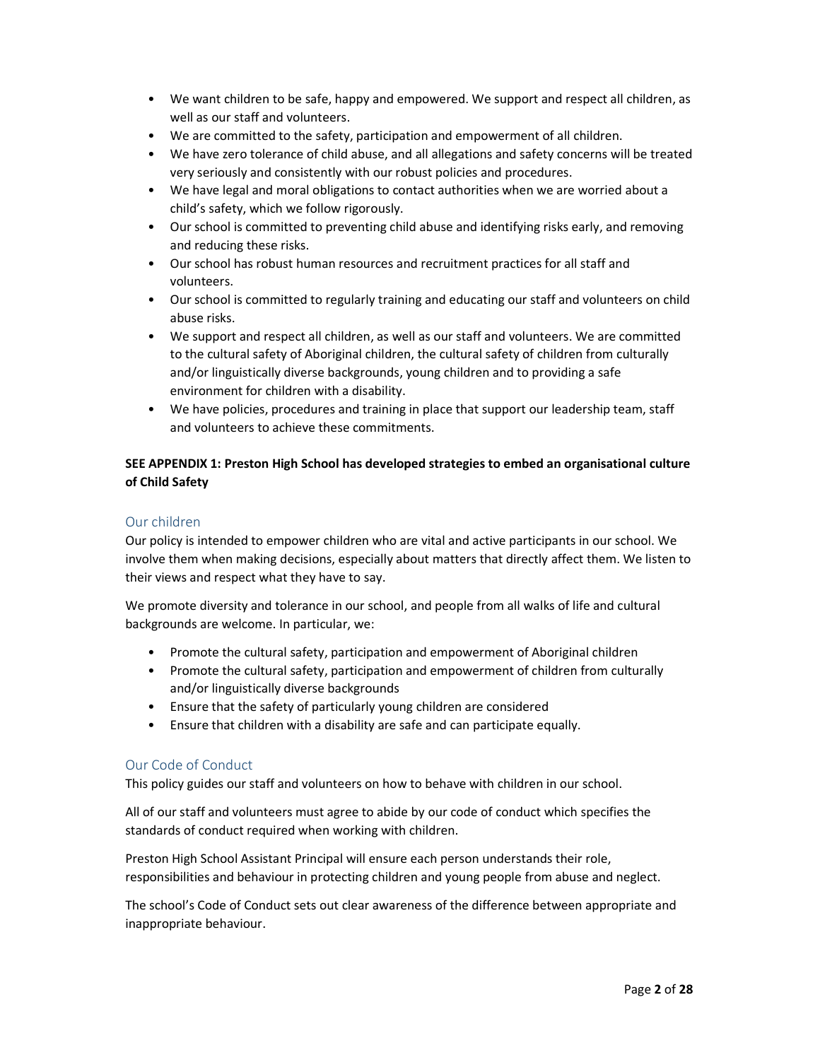- We want children to be safe, happy and empowered. We support and respect all children, as well as our staff and volunteers.
- We are committed to the safety, participation and empowerment of all children.
- We have zero tolerance of child abuse, and all allegations and safety concerns will be treated very seriously and consistently with our robust policies and procedures.
- We have legal and moral obligations to contact authorities when we are worried about a child's safety, which we follow rigorously.
- Our school is committed to preventing child abuse and identifying risks early, and removing and reducing these risks.
- Our school has robust human resources and recruitment practices for all staff and volunteers.
- Our school is committed to regularly training and educating our staff and volunteers on child abuse risks.
- We support and respect all children, as well as our staff and volunteers. We are committed to the cultural safety of Aboriginal children, the cultural safety of children from culturally and/or linguistically diverse backgrounds, young children and to providing a safe environment for children with a disability.
- We have policies, procedures and training in place that support our leadership team, staff and volunteers to achieve these commitments.

**SEE APPENDIX 1: Preston High School has developed strategies to embed an organisational culture of Child Safety**

## Our children

Our policy is intended to empower children who are vital and active participants in our school. We involve them when making decisions, especially about matters that directly affect them. We listen to their views and respect what they have to say.

We promote diversity and tolerance in our school, and people from all walks of life and cultural backgrounds are welcome. In particular, we:

- Promote the cultural safety, participation and empowerment of Aboriginal children
- Promote the cultural safety, participation and empowerment of children from culturally and/or linguistically diverse backgrounds
- Ensure that the safety of particularly young children are considered
- Ensure that children with a disability are safe and can participate equally.

## Our Code of Conduct

This policy guides our staff and volunteers on how to behave with children in our school.

All of our staff and volunteers must agree to abide by our code of conduct which specifies the standards of conduct required when working with children.

Preston High School Assistant Principal will ensure each person understands their role, responsibilities and behaviour in protecting children and young people from abuse and neglect.

The school's Code of Conduct sets out clear awareness of the difference between appropriate and inappropriate behaviour.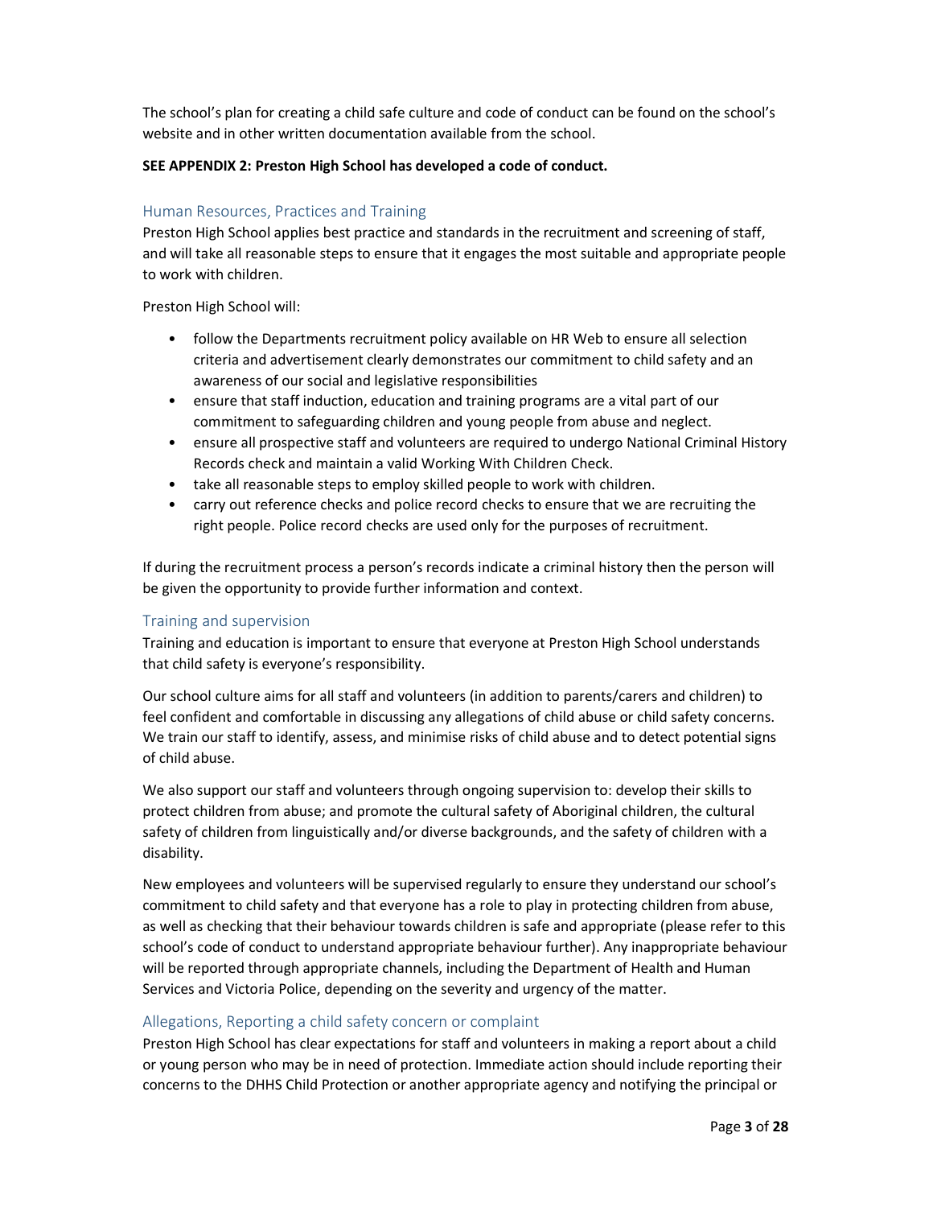The school's plan for creating a child safe culture and code of conduct can be found on the school's website and in other written documentation available from the school.

**SEE APPENDIX 2: Preston High School has developed a code of conduct.**

## Human Resources, Practices and Training

Preston High School applies best practice and standards in the recruitment and screening of staff, and will take all reasonable steps to ensure that it engages the most suitable and appropriate people to work with children.

Preston High School will:

- follow the Departments recruitment policy available on HR Web to ensure all selection criteria and advertisement clearly demonstrates our commitment to child safety and an awareness of our social and legislative responsibilities
- ensure that staff induction, education and training programs are a vital part of our commitment to safeguarding children and young people from abuse and neglect.
- ensure all prospective staff and volunteers are required to undergo National Criminal History Records check and maintain a valid Working With Children Check.
- take all reasonable steps to employ skilled people to work with children.
- carry out reference checks and police record checks to ensure that we are recruiting the right people. Police record checks are used only for the purposes of recruitment.

If during the recruitment process a person's records indicate a criminal history then the person will be given the opportunity to provide further information and context.

## Training and supervision

Training and education is important to ensure that everyone at Preston High School understands that child safety is everyone's responsibility.

Our school culture aims for all staff and volunteers (in addition to parents/carers and children) to feel confident and comfortable in discussing any allegations of child abuse or child safety concerns. We train our staff to identify, assess, and minimise risks of child abuse and to detect potential signs of child abuse.

We also support our staff and volunteers through ongoing supervision to: develop their skills to protect children from abuse; and promote the cultural safety of Aboriginal children, the cultural safety of children from linguistically and/or diverse backgrounds, and the safety of children with a disability.

New employees and volunteers will be supervised regularly to ensure they understand our school's commitment to child safety and that everyone has a role to play in protecting children from abuse, as well as checking that their behaviour towards children is safe and appropriate (please refer to this school's code of conduct to understand appropriate behaviour further). Any inappropriate behaviour will be reported through appropriate channels, including the Department of Health and Human Services and Victoria Police, depending on the severity and urgency of the matter.

## Allegations, Reporting a child safety concern or complaint

Preston High School has clear expectations for staff and volunteers in making a report about a child or young person who may be in need of protection. Immediate action should include reporting their concerns to the DHHS Child Protection or another appropriate agency and notifying the principal or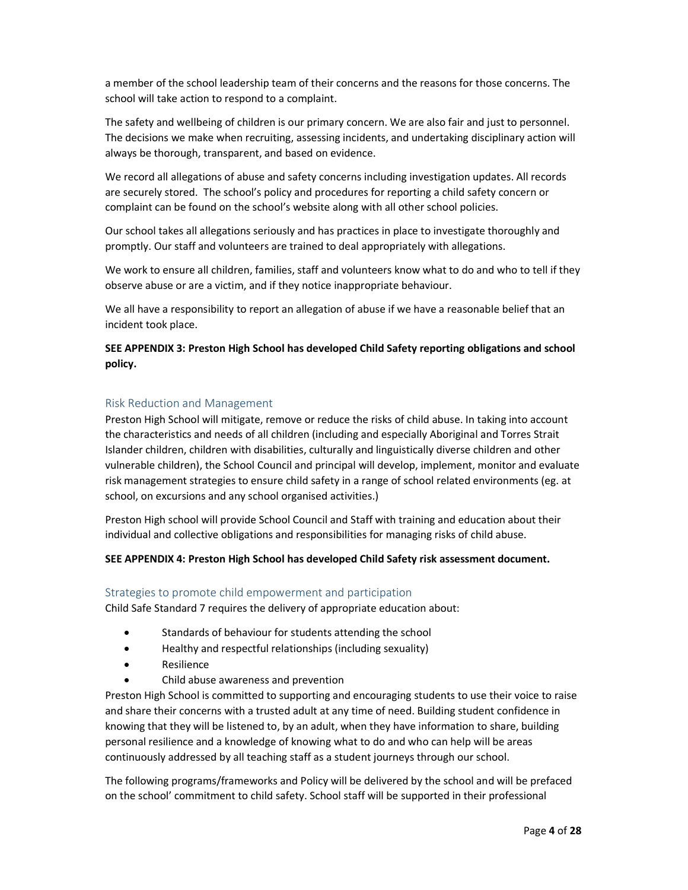a member of the school leadership team of their concerns and the reasons for those concerns. The school will take action to respond to a complaint.

The safety and wellbeing of children is our primary concern. We are also fair and just to personnel. The decisions we make when recruiting, assessing incidents, and undertaking disciplinary action will always be thorough, transparent, and based on evidence.

We record all allegations of abuse and safety concerns including investigation updates. All records are securely stored. The school's policy and procedures for reporting a child safety concern or complaint can be found on the school's website along with all other school policies.

Our school takes all allegations seriously and has practices in place to investigate thoroughly and promptly. Our staff and volunteers are trained to deal appropriately with allegations.

We work to ensure all children, families, staff and volunteers know what to do and who to tell if they observe abuse or are a victim, and if they notice inappropriate behaviour.

We all have a responsibility to report an allegation of abuse if we have a reasonable belief that an incident took place.

**SEE APPENDIX 3: Preston High School has developed Child Safety reporting obligations and school policy.**

## Risk Reduction and Management

Preston High School will mitigate, remove or reduce the risks of child abuse. In taking into account the characteristics and needs of all children (including and especially Aboriginal and Torres Strait Islander children, children with disabilities, culturally and linguistically diverse children and other vulnerable children), the School Council and principal will develop, implement, monitor and evaluate risk management strategies to ensure child safety in a range of school related environments (eg. at school, on excursions and any school organised activities.)

Preston High school will provide School Council and Staff with training and education about their individual and collective obligations and responsibilities for managing risks of child abuse.

**SEE APPENDIX 4: Preston High School has developed Child Safety risk assessment document.**

## Strategies to promote child empowerment and participation

Child Safe Standard 7 requires the delivery of appropriate education about:

- Standards of behaviour for students attending the school
- Healthy and respectful relationships (including sexuality)
- Resilience
- Child abuse awareness and prevention

Preston High School is committed to supporting and encouraging students to use their voice to raise and share their concerns with a trusted adult at any time of need. Building student confidence in knowing that they will be listened to, by an adult, when they have information to share, building personal resilience and a knowledge of knowing what to do and who can help will be areas continuously addressed by all teaching staff as a student journeys through our school.

The following programs/frameworks and Policy will be delivered by the school and will be prefaced on the school' commitment to child safety. School staff will be supported in their professional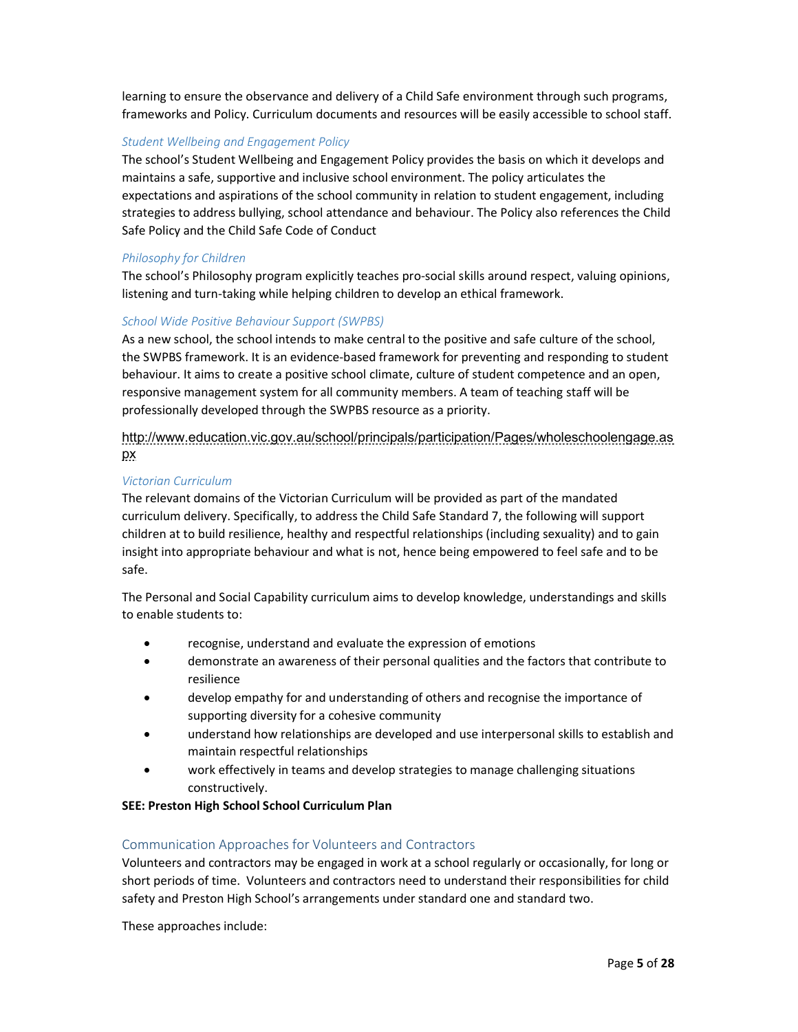learning to ensure the observance and delivery of a Child Safe environment through such programs, frameworks and Policy. Curriculum documents and resources will be easily accessible to school staff.

### *Student Wellbeing and Engagement Policy*

The school's Student Wellbeing and Engagement Policy provides the basis on which it develops and maintains a safe, supportive and inclusive school environment. The policy articulates the expectations and aspirations of the school community in relation to student engagement, including strategies to address bullying, school attendance and behaviour. The Policy also references the Child Safe Policy and the Child Safe Code of Conduct

### *Philosophy for Children*

The school's Philosophy program explicitly teaches pro-social skills around respect, valuing opinions, listening and turn-taking while helping children to develop an ethical framework.

### *School Wide Positive Behaviour Support (SWPBS)*

As a new school, the school intends to make central to the positive and safe culture of the school, the SWPBS framework. It is an evidence-based framework for preventing and responding to student behaviour. It aims to create a positive school climate, culture of student competence and an open, responsive management system for all community members. A team of teaching staff will be professionally developed through the SWPBS resource as a priority.

http://www.education.vic.gov.au/school/principals/participation/Pages/wholeschoolengage.aspx

### *Victorian Curriculum*

The relevant domains of the Victorian Curriculum will be provided as part of the mandated curriculum delivery. Specifically, to address the Child Safe Standard 7, the following will support children at to build resilience, healthy and respectful relationships (including sexuality) and to gain insight into appropriate behaviour and what is not, hence being empowered to feel safe and to be safe.

The Personal and Social Capability curriculum aims to develop knowledge, understandings and skills to enable students to:

- recognise, understand and evaluate the expression of emotions
- demonstrate an awareness of their personal qualities and the factors that contribute to resilience
- develop empathy for and understanding of others and recognise the importance of supporting diversity for a cohesive community
- understand how relationships are developed and use interpersonal skills to establish and maintain respectful relationships
- work effectively in teams and develop strategies to manage challenging situations constructively.

**SEE: Preston High School School Curriculum Plan**

## Communication Approaches for Volunteers and Contractors

Volunteers and contractors may be engaged in work at a school regularly or occasionally, for long or short periods of time. Volunteers and contractors need to understand their responsibilities for child safety and Preston High School's arrangements under standard one and standard two.

These approaches include: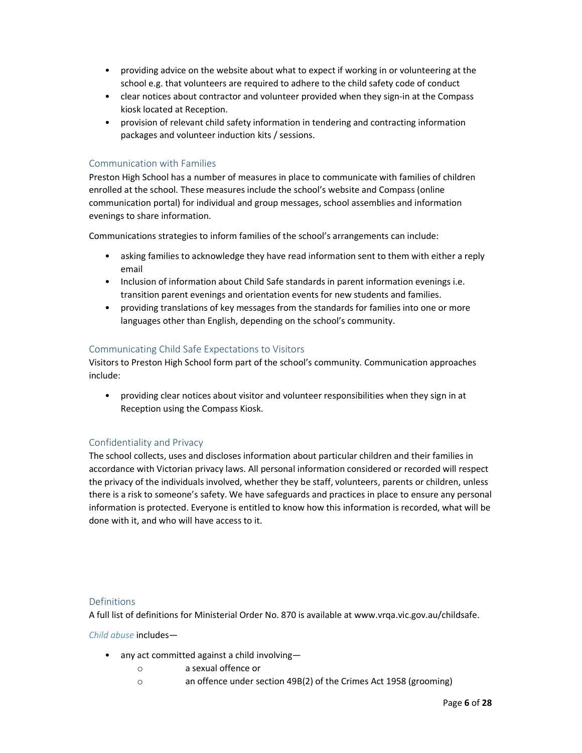- providing advice on the website about what to expect if working in or volunteering at the school e.g. that volunteers are required to adhere to the child safety code of conduct
- clear notices about contractor and volunteer provided when they sign-in at the Compass kiosk located at Reception.
- provision of relevant child safety information in tendering and contracting information packages and volunteer induction kits / sessions.

## Communication with Families

Preston High School has a number of measures in place to communicate with families of children enrolled at the school. These measures include the school's website and Compass (online communication portal) for individual and group messages, school assemblies and information evenings to share information.

Communications strategies to inform families of the school's arrangements can include:

- asking families to acknowledge they have read information sent to them with either a reply email
- Inclusion of information about Child Safe standards in parent information evenings i.e. transition parent evenings and orientation events for new students and families.
- providing translations of key messages from the standards for families into one or more languages other than English, depending on the school's community.

## Communicating Child Safe Expectations to Visitors

Visitors to Preston High School form part of the school's community. Communication approaches include:

- providing clear notices about visitor and volunteer responsibilities when they sign in at Reception using the Compass Kiosk.

## Confidentiality and Privacy

The school collects, uses and discloses information about particular children and their families in accordance with Victorian privacy laws. All personal information considered or recorded will respect the privacy of the individuals involved, whether they be staff, volunteers, parents or children, unless there is a risk to someone's safety. We have safeguards and practices in place to ensure any personal information is protected. Everyone is entitled to know how this information is recorded, what will be done with it, and who will have access to it.

## Definitions

A full list of definitions for Ministerial Order No. 870 is available at www.vrqa.vic.gov.au/childsafe.

*Child abuse* includes—

- any act committed against a child involving—
  - a sexual offence or
  - an offence under section 49B(2) of the Crimes Act 1958 (grooming)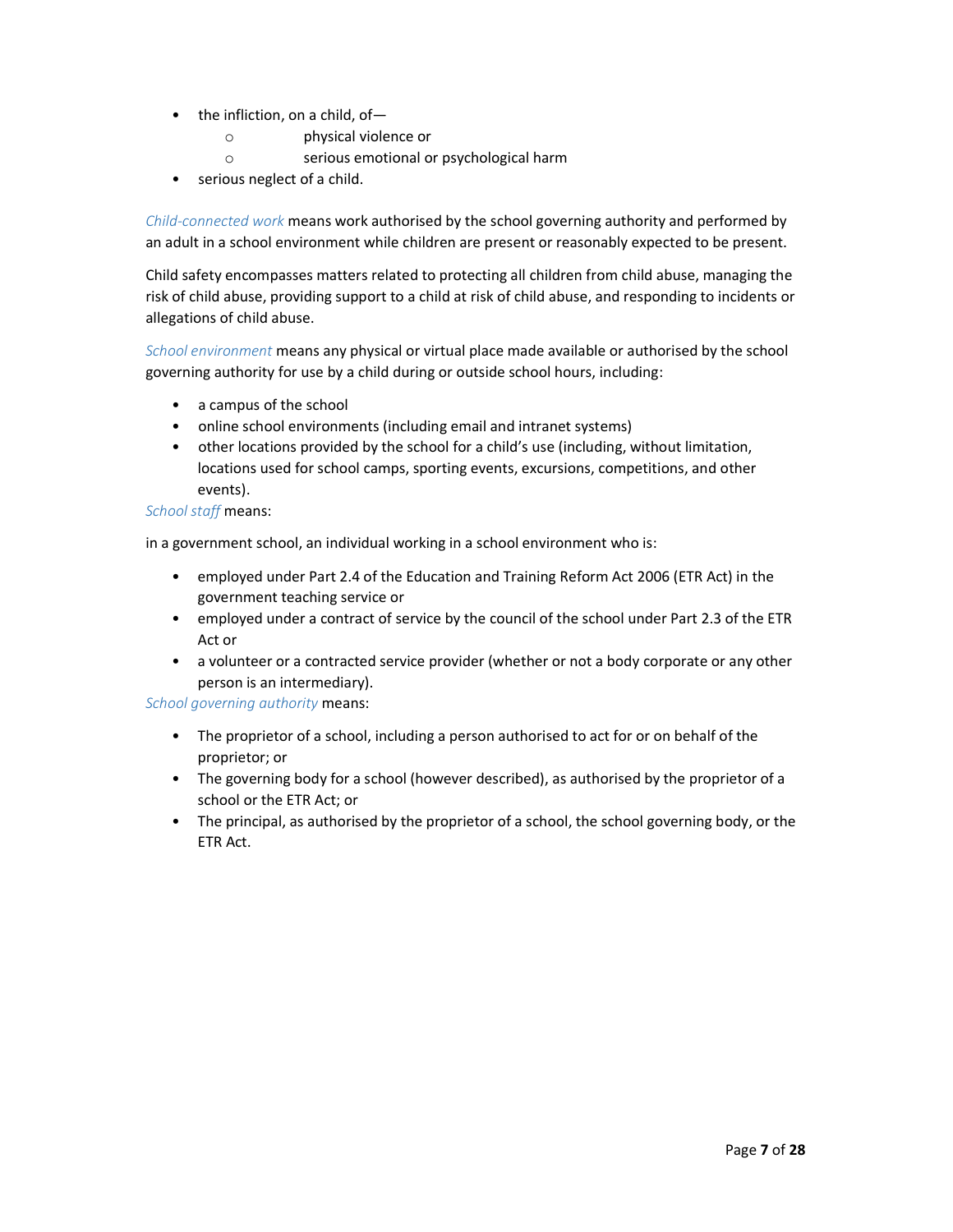- the infliction, on a child, of—
  - physical violence or
  - serious emotional or psychological harm
- serious neglect of a child.

*Child-connected work* means work authorised by the school governing authority and performed by an adult in a school environment while children are present or reasonably expected to be present.

Child safety encompasses matters related to protecting all children from child abuse, managing the risk of child abuse, providing support to a child at risk of child abuse, and responding to incidents or allegations of child abuse.

*School environment* means any physical or virtual place made available or authorised by the school governing authority for use by a child during or outside school hours, including:

- a campus of the school
- online school environments (including email and intranet systems)
- other locations provided by the school for a child's use (including, without limitation, locations used for school camps, sporting events, excursions, competitions, and other events).

*School staff* means:

in a government school, an individual working in a school environment who is:

- employed under Part 2.4 of the Education and Training Reform Act 2006 (ETR Act) in the government teaching service or
- employed under a contract of service by the council of the school under Part 2.3 of the ETR Act or
- a volunteer or a contracted service provider (whether or not a body corporate or any other person is an intermediary).

*School governing authority* means:

- The proprietor of a school, including a person authorised to act for or on behalf of the proprietor; or
- The governing body for a school (however described), as authorised by the proprietor of a school or the ETR Act; or
- The principal, as authorised by the proprietor of a school, the school governing body, or the ETR Act.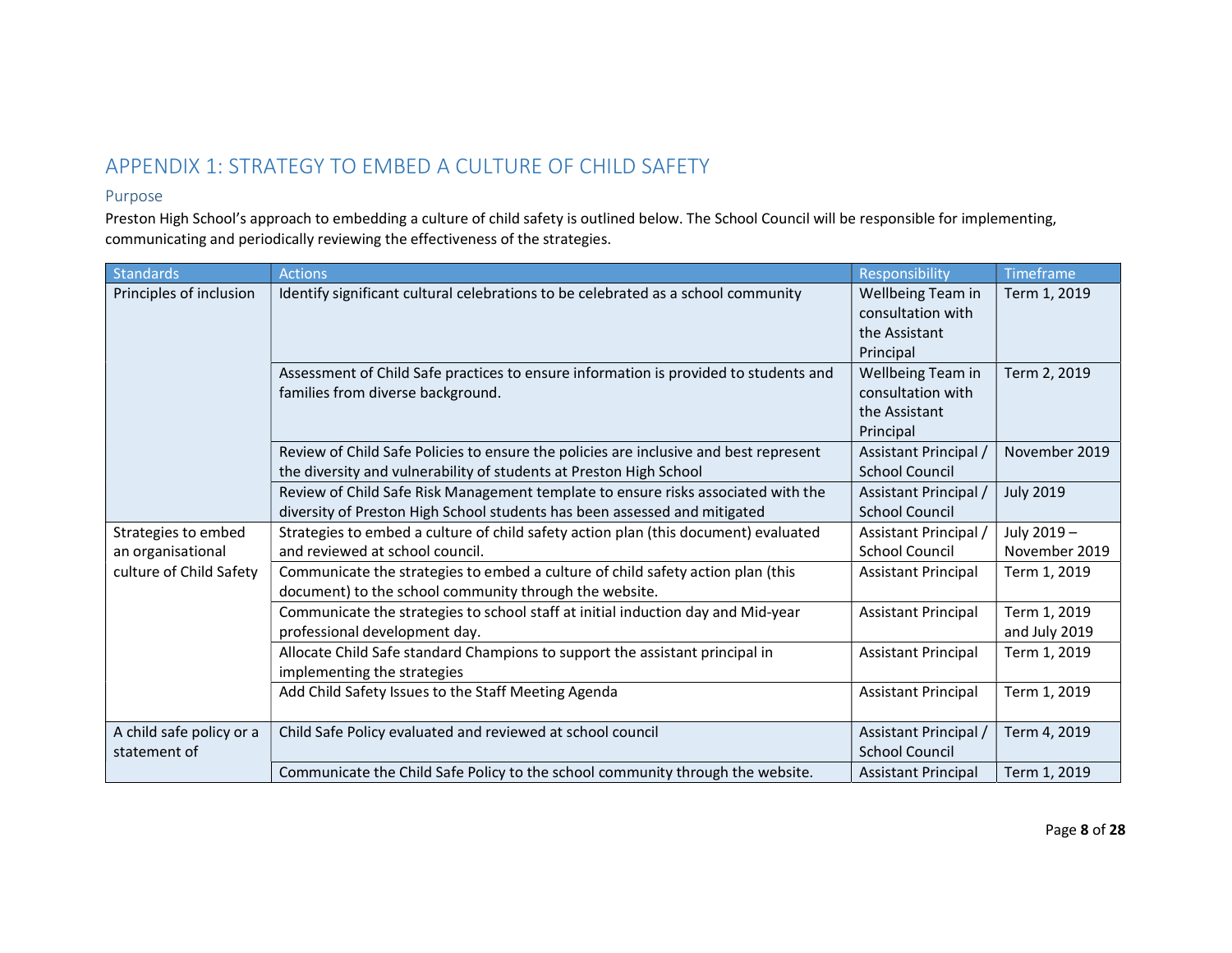## APPENDIX 1: STRATEGY TO EMBED A CULTURE OF CHILD SAFETY

### Purpose

Preston High School's approach to embedding a culture of child safety is outlined below. The School Council will be responsible for implementing, communicating and periodically reviewing the effectiveness of the strategies.

| Standards | Actions | Responsibility | Timeframe |
|---|---|---|---|
| Principles of inclusion | Identify significant cultural celebrations to be celebrated as a school community | Wellbeing Team in consultation with the Assistant Principal | Term 1, 2019 |
| | Assessment of Child Safe practices to ensure information is provided to students and families from diverse background. | Wellbeing Team in consultation with the Assistant Principal | Term 2, 2019 |
| | Review of Child Safe Policies to ensure the policies are inclusive and best represent the diversity and vulnerability of students at Preston High School | Assistant Principal / School Council | November 2019 |
| | Review of Child Safe Risk Management template to ensure risks associated with the diversity of Preston High School students has been assessed and mitigated | Assistant Principal / School Council | July 2019 |
| Strategies to embed an organisational culture of Child Safety | Strategies to embed a culture of child safety action plan (this document) evaluated and reviewed at school council. | Assistant Principal / School Council | July 2019 – November 2019 |
| | Communicate the strategies to embed a culture of child safety action plan (this document) to the school community through the website. | Assistant Principal | Term 1, 2019 |
| | Communicate the strategies to school staff at initial induction day and Mid-year professional development day. | Assistant Principal | Term 1, 2019 and July 2019 |
| | Allocate Child Safe standard Champions to support the assistant principal in implementing the strategies | Assistant Principal | Term 1, 2019 |
| | Add Child Safety Issues to the Staff Meeting Agenda | Assistant Principal | Term 1, 2019 |
| A child safe policy or a statement of | Child Safe Policy evaluated and reviewed at school council | Assistant Principal / School Council | Term 4, 2019 |
| | Communicate the Child Safe Policy to the school community through the website. | Assistant Principal | Term 1, 2019 |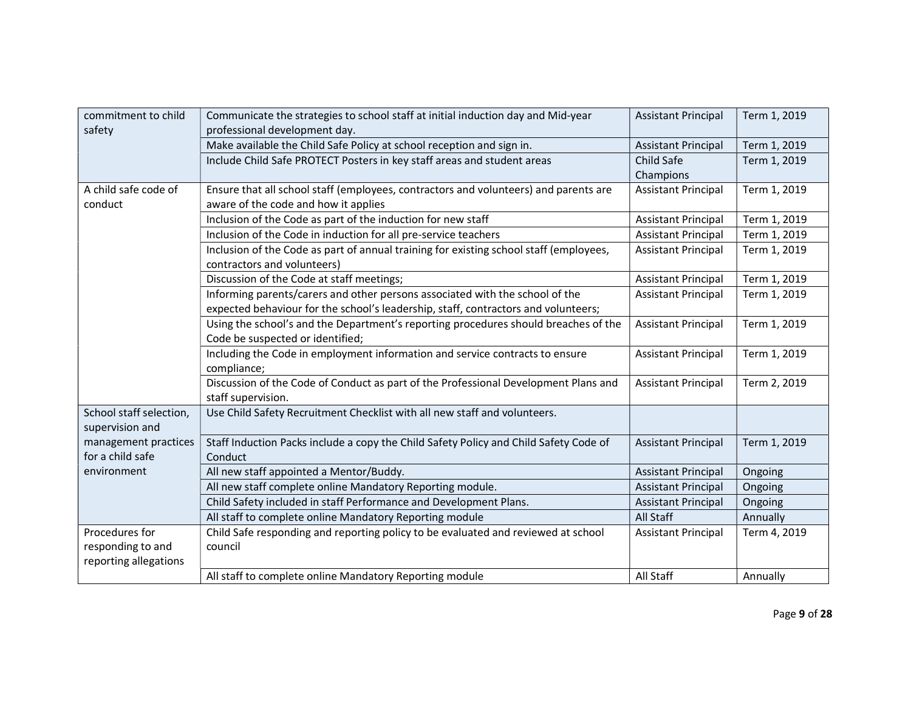| | | | |
|---|---|---|---|
| commitment to child safety | Communicate the strategies to school staff at initial induction day and Mid-year professional development day. | Assistant Principal | Term 1, 2019 |
| | Make available the Child Safe Policy at school reception and sign in. | Assistant Principal | Term 1, 2019 |
| | Include Child Safe PROTECT Posters in key staff areas and student areas | Child Safe Champions | Term 1, 2019 |
| A child safe code of conduct | Ensure that all school staff (employees, contractors and volunteers) and parents are aware of the code and how it applies | Assistant Principal | Term 1, 2019 |
| | Inclusion of the Code as part of the induction for new staff | Assistant Principal | Term 1, 2019 |
| | Inclusion of the Code in induction for all pre-service teachers | Assistant Principal | Term 1, 2019 |
| | Inclusion of the Code as part of annual training for existing school staff (employees, contractors and volunteers) | Assistant Principal | Term 1, 2019 |
| | Discussion of the Code at staff meetings; | Assistant Principal | Term 1, 2019 |
| | Informing parents/carers and other persons associated with the school of the expected behaviour for the school's leadership, staff, contractors and volunteers; | Assistant Principal | Term 1, 2019 |
| | Using the school's and the Department's reporting procedures should breaches of the Code be suspected or identified; | Assistant Principal | Term 1, 2019 |
| | Including the Code in employment information and service contracts to ensure compliance; | Assistant Principal | Term 1, 2019 |
| | Discussion of the Code of Conduct as part of the Professional Development Plans and staff supervision. | Assistant Principal | Term 2, 2019 |
| School staff selection, supervision and management practices for a child safe environment | Use Child Safety Recruitment Checklist with all new staff and volunteers. | | |
| | Staff Induction Packs include a copy the Child Safety Policy and Child Safety Code of Conduct | Assistant Principal | Term 1, 2019 |
| | All new staff appointed a Mentor/Buddy. | Assistant Principal | Ongoing |
| | All new staff complete online Mandatory Reporting module. | Assistant Principal | Ongoing |
| | Child Safety included in staff Performance and Development Plans. | Assistant Principal | Ongoing |
| | All staff to complete online Mandatory Reporting module | All Staff | Annually |
| Procedures for responding to and reporting allegations | Child Safe responding and reporting policy to be evaluated and reviewed at school council | Assistant Principal | Term 4, 2019 |
| | All staff to complete online Mandatory Reporting module | All Staff | Annually |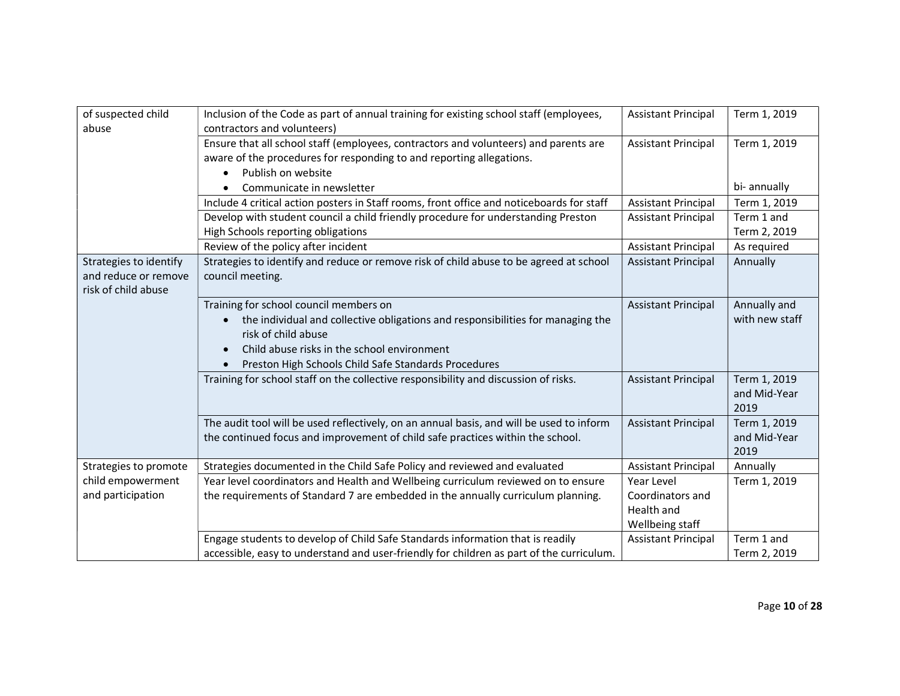| | | | |
|---|---|---|---|
| of suspected child abuse | Inclusion of the Code as part of annual training for existing school staff (employees, contractors and volunteers) | Assistant Principal | Term 1, 2019 |
| | Ensure that all school staff (employees, contractors and volunteers) and parents are aware of the procedures for responding to and reporting allegations.<br>• Publish on website<br>• Communicate in newsletter | Assistant Principal | Term 1, 2019<br><br><br>bi- annually |
| | Include 4 critical action posters in Staff rooms, front office and noticeboards for staff | Assistant Principal | Term 1, 2019 |
| | Develop with student council a child friendly procedure for understanding Preston High Schools reporting obligations | Assistant Principal | Term 1 and Term 2, 2019 |
| | Review of the policy after incident | Assistant Principal | As required |
| Strategies to identify and reduce or remove risk of child abuse | Strategies to identify and reduce or remove risk of child abuse to be agreed at school council meeting. | Assistant Principal | Annually |
| | Training for school council members on<br>• the individual and collective obligations and responsibilities for managing the risk of child abuse<br>• Child abuse risks in the school environment<br>• Preston High Schools Child Safe Standards Procedures | Assistant Principal | Annually and with new staff |
| | Training for school staff on the collective responsibility and discussion of risks. | Assistant Principal | Term 1, 2019 and Mid-Year 2019 |
| | The audit tool will be used reflectively, on an annual basis, and will be used to inform the continued focus and improvement of child safe practices within the school. | Assistant Principal | Term 1, 2019 and Mid-Year 2019 |
| Strategies to promote child empowerment and participation | Strategies documented in the Child Safe Policy and reviewed and evaluated | Assistant Principal | Annually |
| | Year level coordinators and Health and Wellbeing curriculum reviewed on to ensure the requirements of Standard 7 are embedded in the annually curriculum planning. | Year Level Coordinators and Health and Wellbeing staff | Term 1, 2019 |
| | Engage students to develop of Child Safe Standards information that is readily accessible, easy to understand and user-friendly for children as part of the curriculum. | Assistant Principal | Term 1 and Term 2, 2019 |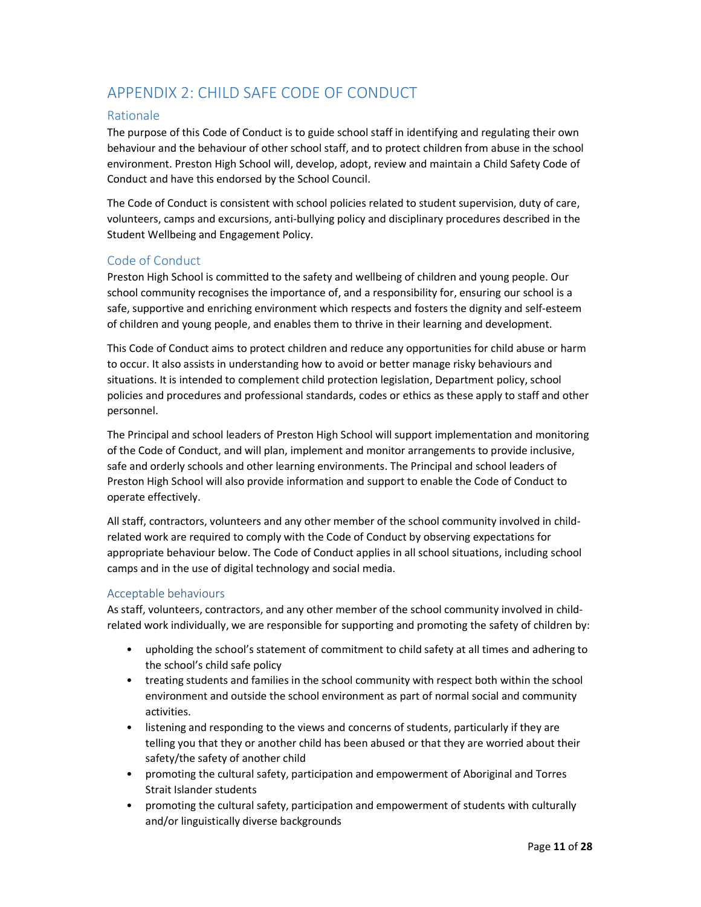# APPENDIX 2: CHILD SAFE CODE OF CONDUCT

## Rationale

The purpose of this Code of Conduct is to guide school staff in identifying and regulating their own behaviour and the behaviour of other school staff, and to protect children from abuse in the school environment. Preston High School will, develop, adopt, review and maintain a Child Safety Code of Conduct and have this endorsed by the School Council.

The Code of Conduct is consistent with school policies related to student supervision, duty of care, volunteers, camps and excursions, anti-bullying policy and disciplinary procedures described in the Student Wellbeing and Engagement Policy.

## Code of Conduct

Preston High School is committed to the safety and wellbeing of children and young people. Our school community recognises the importance of, and a responsibility for, ensuring our school is a safe, supportive and enriching environment which respects and fosters the dignity and self-esteem of children and young people, and enables them to thrive in their learning and development.

This Code of Conduct aims to protect children and reduce any opportunities for child abuse or harm to occur. It also assists in understanding how to avoid or better manage risky behaviours and situations. It is intended to complement child protection legislation, Department policy, school policies and procedures and professional standards, codes or ethics as these apply to staff and other personnel.

The Principal and school leaders of Preston High School will support implementation and monitoring of the Code of Conduct, and will plan, implement and monitor arrangements to provide inclusive, safe and orderly schools and other learning environments. The Principal and school leaders of Preston High School will also provide information and support to enable the Code of Conduct to operate effectively.

All staff, contractors, volunteers and any other member of the school community involved in child-related work are required to comply with the Code of Conduct by observing expectations for appropriate behaviour below. The Code of Conduct applies in all school situations, including school camps and in the use of digital technology and social media.

### Acceptable behaviours

As staff, volunteers, contractors, and any other member of the school community involved in child-related work individually, we are responsible for supporting and promoting the safety of children by:

- upholding the school's statement of commitment to child safety at all times and adhering to the school's child safe policy
- treating students and families in the school community with respect both within the school environment and outside the school environment as part of normal social and community activities.
- listening and responding to the views and concerns of students, particularly if they are telling you that they or another child has been abused or that they are worried about their safety/the safety of another child
- promoting the cultural safety, participation and empowerment of Aboriginal and Torres Strait Islander students
- promoting the cultural safety, participation and empowerment of students with culturally and/or linguistically diverse backgrounds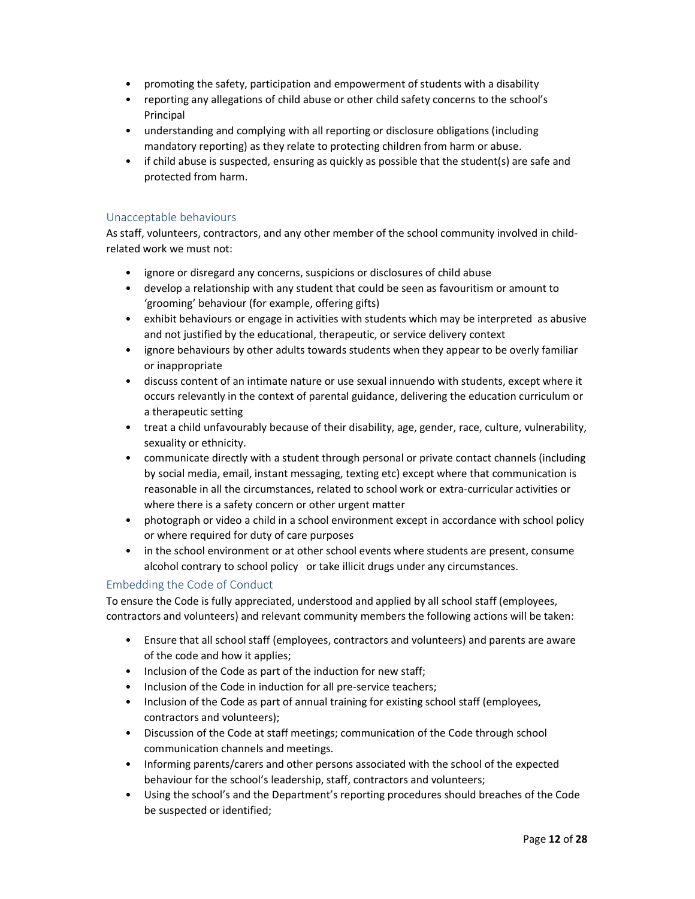- promoting the safety, participation and empowerment of students with a disability
- reporting any allegations of child abuse or other child safety concerns to the school's Principal
- understanding and complying with all reporting or disclosure obligations (including mandatory reporting) as they relate to protecting children from harm or abuse.
- if child abuse is suspected, ensuring as quickly as possible that the student(s) are safe and protected from harm.

### Unacceptable behaviours

As staff, volunteers, contractors, and any other member of the school community involved in child-related work we must not:

- ignore or disregard any concerns, suspicions or disclosures of child abuse
- develop a relationship with any student that could be seen as favouritism or amount to 'grooming' behaviour (for example, offering gifts)
- exhibit behaviours or engage in activities with students which may be interpreted as abusive and not justified by the educational, therapeutic, or service delivery context
- ignore behaviours by other adults towards students when they appear to be overly familiar or inappropriate
- discuss content of an intimate nature or use sexual innuendo with students, except where it occurs relevantly in the context of parental guidance, delivering the education curriculum or a therapeutic setting
- treat a child unfavourably because of their disability, age, gender, race, culture, vulnerability, sexuality or ethnicity.
- communicate directly with a student through personal or private contact channels (including by social media, email, instant messaging, texting etc) except where that communication is reasonable in all the circumstances, related to school work or extra-curricular activities or where there is a safety concern or other urgent matter
- photograph or video a child in a school environment except in accordance with school policy or where required for duty of care purposes
- in the school environment or at other school events where students are present, consume alcohol contrary to school policy or take illicit drugs under any circumstances.

### Embedding the Code of Conduct

To ensure the Code is fully appreciated, understood and applied by all school staff (employees, contractors and volunteers) and relevant community members the following actions will be taken:

- Ensure that all school staff (employees, contractors and volunteers) and parents are aware of the code and how it applies;
- Inclusion of the Code as part of the induction for new staff;
- Inclusion of the Code in induction for all pre-service teachers;
- Inclusion of the Code as part of annual training for existing school staff (employees, contractors and volunteers);
- Discussion of the Code at staff meetings; communication of the Code through school communication channels and meetings.
- Informing parents/carers and other persons associated with the school of the expected behaviour for the school's leadership, staff, contractors and volunteers;
- Using the school's and the Department's reporting procedures should breaches of the Code be suspected or identified;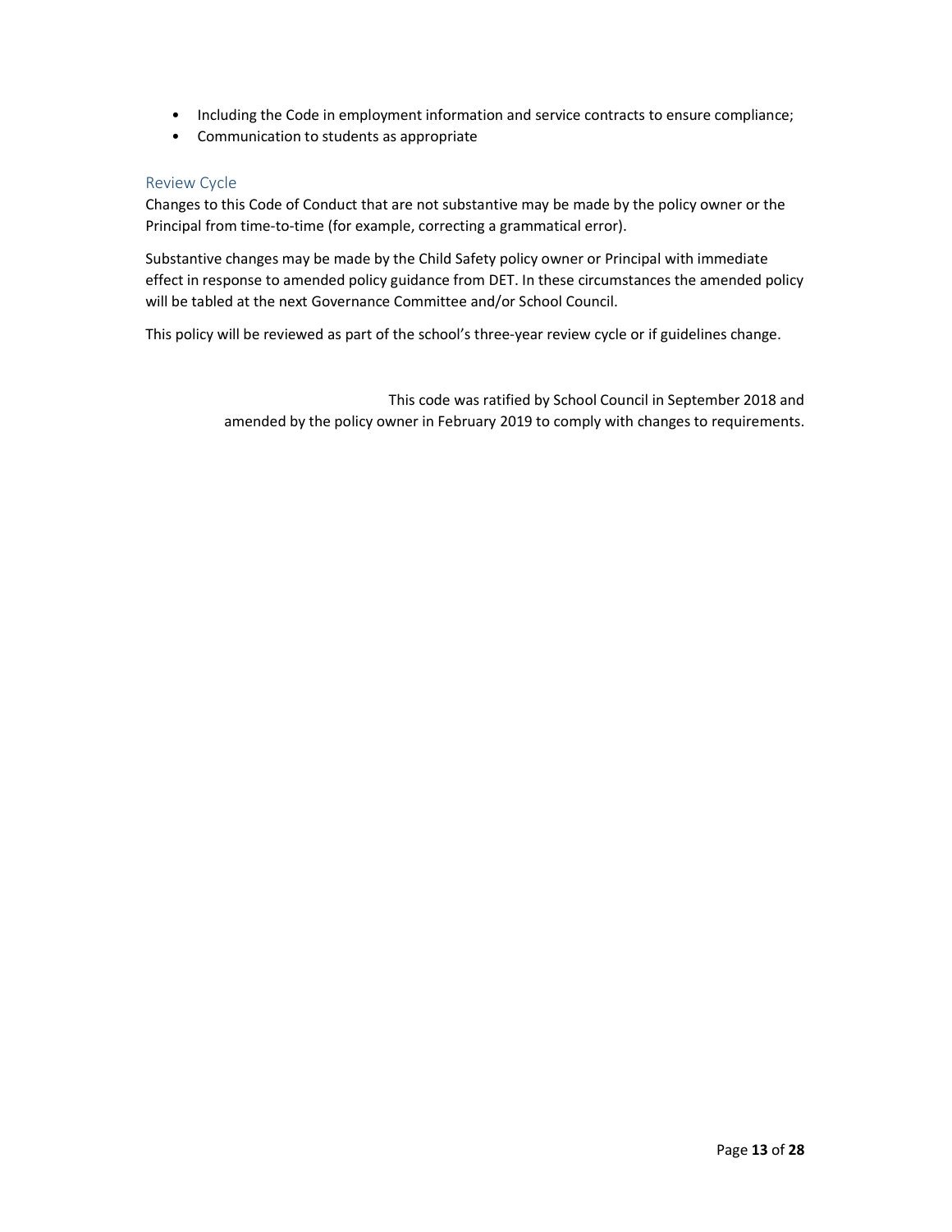- Including the Code in employment information and service contracts to ensure compliance;
- Communication to students as appropriate

### Review Cycle

Changes to this Code of Conduct that are not substantive may be made by the policy owner or the Principal from time-to-time (for example, correcting a grammatical error).

Substantive changes may be made by the Child Safety policy owner or Principal with immediate effect in response to amended policy guidance from DET. In these circumstances the amended policy will be tabled at the next Governance Committee and/or School Council.

This policy will be reviewed as part of the school's three-year review cycle or if guidelines change.

This code was ratified by School Council in September 2018 and amended by the policy owner in February 2019 to comply with changes to requirements.